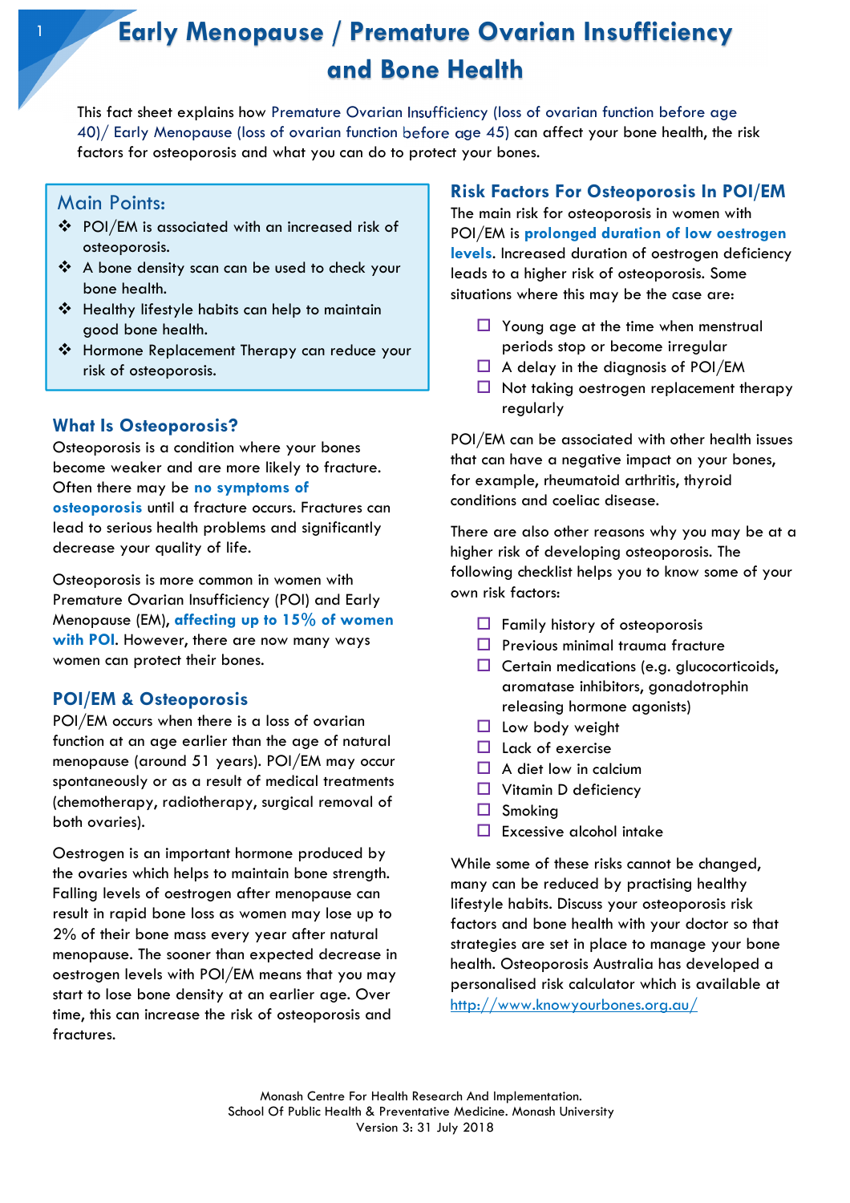# Early Menopause / Premature Ovarian Insufficiency and Bone Health

This fact sheet explains how Premature Ovarian Insufficiency (loss of ovarian function before age 40)/ Early Menopause (loss of ovarian function before age 45) can affect your bone health, the risk factors for osteoporosis and what you can do to protect your bones.

## Main Points:

- POI/EM is associated with an increased risk of osteoporosis.
- A bone density scan can be used to check your bone health.
- Healthy lifestyle habits can help to maintain good bone health.
- Hormone Replacement Therapy can reduce your risk of osteoporosis.

## What Is Osteoporosis?

Osteoporosis is a condition where your bones become weaker and are more likely to fracture. Often there may be **no symptoms of osteoporosis** until a fracture occurs. Fractures can lead to serious health problems and significantly decrease your quality of life.

Osteoporosis is more common in women with Premature Ovarian Insufficiency (POI) and Early Menopause (EM), **affecting up to 15% of women with POI**. However, there are now many ways women can protect their bones.

## POI/EM & Osteoporosis

POI/EM occurs when there is a loss of ovarian function at an age earlier than the age of natural menopause (around 51 years). POI/EM may occur spontaneously or as a result of medical treatments (chemotherapy, radiotherapy, surgical removal of both ovaries).

Oestrogen is an important hormone produced by the ovaries which helps to maintain bone strength. Falling levels of oestrogen after menopause can result in rapid bone loss as women may lose up to 2% of their bone mass every year after natural menopause. The sooner than expected decrease in oestrogen levels with POI/EM means that you may start to lose bone density at an earlier age. Over time, this can increase the risk of osteoporosis and fractures.

## Risk Factors For Osteoporosis In POI/EM

The main risk for osteoporosis in women with POI/EM is **prolonged duration of low oestrogen levels**. Increased duration of oestrogen deficiency leads to a higher risk of osteoporosis. Some situations where this may be the case are:

- ☐ Young age at the time when menstrual periods stop or become irregular
- ☐ A delay in the diagnosis of POI/EM
- ☐ Not taking oestrogen replacement therapy regularly

POI/EM can be associated with other health issues that can have a negative impact on your bones, for example, rheumatoid arthritis, thyroid conditions and coeliac disease.

There are also other reasons why you may be at a higher risk of developing osteoporosis. The following checklist helps you to know some of your own risk factors:

- ☐ Family history of osteoporosis
- ☐ Previous minimal trauma fracture
- ☐ Certain medications (e.g. glucocorticoids, aromatase inhibitors, gonadotrophin releasing hormone agonists)
- ☐ Low body weight
- ☐ Lack of exercise
- ☐ A diet low in calcium
- ☐ Vitamin D deficiency
- ☐ Smoking
- ☐ Excessive alcohol intake

While some of these risks cannot be changed, many can be reduced by practising healthy lifestyle habits. Discuss your osteoporosis risk factors and bone health with your doctor so that strategies are set in place to manage your bone health. Osteoporosis Australia has developed a personalised risk calculator which is available at http://www.knowyourbones.org.au/

Monash Centre For Health Research And Implementation.
School Of Public Health & Preventative Medicine. Monash University
Version 3: 31 July 2018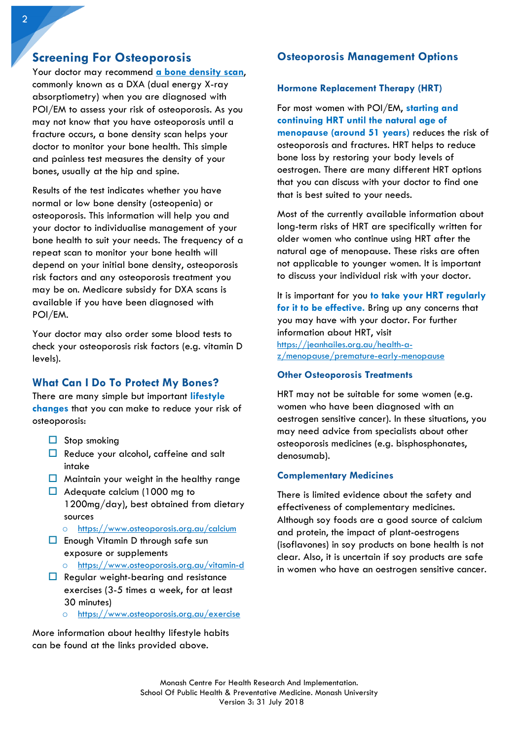## Screening For Osteoporosis

Your doctor may recommend **a bone density scan**, commonly known as a DXA (dual energy X-ray absorptiometry) when you are diagnosed with POI/EM to assess your risk of osteoporosis. As you may not know that you have osteoporosis until a fracture occurs, a bone density scan helps your doctor to monitor your bone health. This simple and painless test measures the density of your bones, usually at the hip and spine.

Results of the test indicates whether you have normal or low bone density (osteopenia) or osteoporosis. This information will help you and your doctor to individualise management of your bone health to suit your needs. The frequency of a repeat scan to monitor your bone health will depend on your initial bone density, osteoporosis risk factors and any osteoporosis treatment you may be on. Medicare subsidy for DXA scans is available if you have been diagnosed with POI/EM.

Your doctor may also order some blood tests to check your osteoporosis risk factors (e.g. vitamin D levels).

## What Can I Do To Protect My Bones?

There are many simple but important **lifestyle changes** that you can make to reduce your risk of osteoporosis:

- Stop smoking
- Reduce your alcohol, caffeine and salt intake
- Maintain your weight in the healthy range
- Adequate calcium (1000 mg to 1200mg/day), best obtained from dietary sources
    - https://www.osteoporosis.org.au/calcium
- Enough Vitamin D through safe sun exposure or supplements
    - https://www.osteoporosis.org.au/vitamin-d
- Regular weight-bearing and resistance exercises (3-5 times a week, for at least 30 minutes)
    - https://www.osteoporosis.org.au/exercise

More information about healthy lifestyle habits can be found at the links provided above.

## Osteoporosis Management Options

### Hormone Replacement Therapy (HRT)

For most women with POI/EM, **starting and continuing HRT until the natural age of menopause (around 51 years)** reduces the risk of osteoporosis and fractures. HRT helps to reduce bone loss by restoring your body levels of oestrogen. There are many different HRT options that you can discuss with your doctor to find one that is best suited to your needs.

Most of the currently available information about long-term risks of HRT are specifically written for older women who continue using HRT after the natural age of menopause. These risks are often not applicable to younger women. It is important to discuss your individual risk with your doctor.

It is important for you **to take your HRT regularly for it to be effective.** Bring up any concerns that you may have with your doctor. For further information about HRT, visit https://jeanhailes.org.au/health-a-z/menopause/premature-early-menopause

### Other Osteoporosis Treatments

HRT may not be suitable for some women (e.g. women who have been diagnosed with an oestrogen sensitive cancer). In these situations, you may need advice from specialists about other osteoporosis medicines (e.g. bisphosphonates, denosumab).

### Complementary Medicines

There is limited evidence about the safety and effectiveness of complementary medicines. Although soy foods are a good source of calcium and protein, the impact of plant-oestrogens (isoflavones) in soy products on bone health is not clear. Also, it is uncertain if soy products are safe in women who have an oestrogen sensitive cancer.

Monash Centre For Health Research And Implementation.
School Of Public Health & Preventative Medicine. Monash University
Version 3: 31 July 2018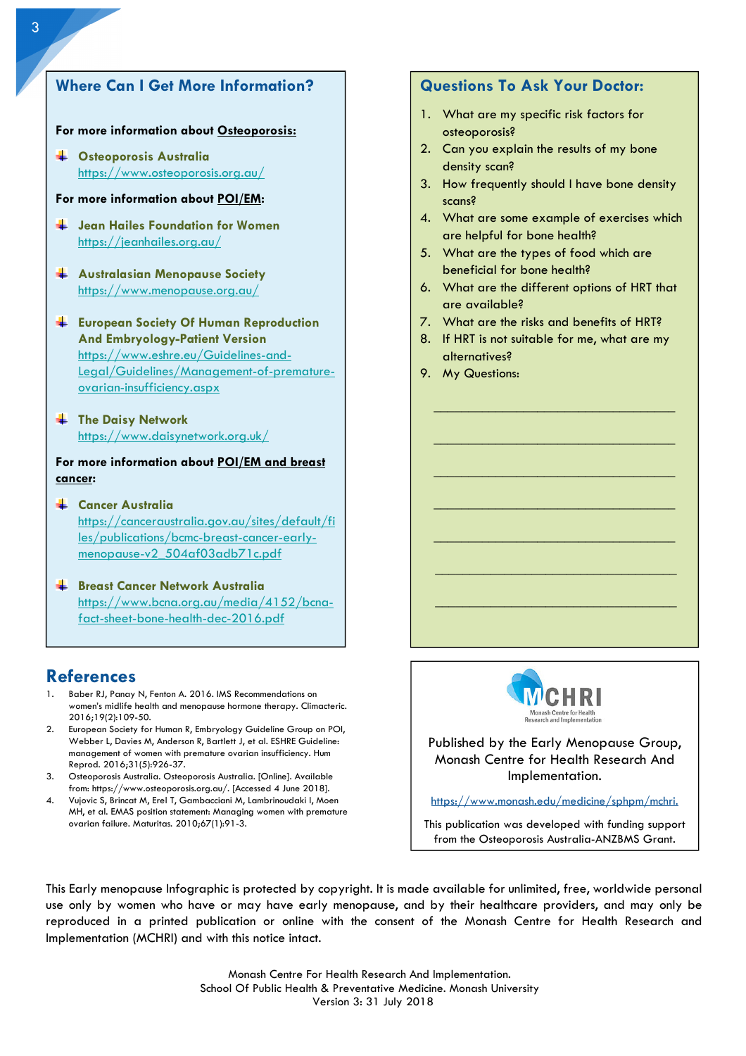## Where Can I Get More Information?

**For more information about Osteoporosis:**

- **Osteoporosis Australia**
  https://www.osteoporosis.org.au/

**For more information about POI/EM:**

- **Jean Hailes Foundation for Women**
  https://jeanhailes.org.au/

- **Australasian Menopause Society**
  https://www.menopause.org.au/

- **European Society Of Human Reproduction And Embryology-Patient Version**
  https://www.eshre.eu/Guidelines-and-Legal/Guidelines/Management-of-premature-ovarian-insufficiency.aspx

- **The Daisy Network**
  https://www.daisynetwork.org.uk/

**For more information about POI/EM and breast cancer:**

- **Cancer Australia**
  https://canceraustralia.gov.au/sites/default/files/publications/bcmc-breast-cancer-early-menopause-v2_504af03adb71c.pdf

- **Breast Cancer Network Australia**
  https://www.bcna.org.au/media/4152/bcna-fact-sheet-bone-health-dec-2016.pdf

## Questions To Ask Your Doctor:

1. What are my specific risk factors for osteoporosis?
2. Can you explain the results of my bone density scan?
3. How frequently should I have bone density scans?
4. What are some example of exercises which are helpful for bone health?
5. What are the types of food which are beneficial for bone health?
6. What are the different options of HRT that are available?
7. What are the risks and benefits of HRT?
8. If HRT is not suitable for me, what are my alternatives?
9. My Questions:

_______________________________

_______________________________

_______________________________

_______________________________

_______________________________

_______________________________

_______________________________

## References

1. Baber RJ, Panay N, Fenton A. 2016. IMS Recommendations on women's midlife health and menopause hormone therapy. Climacteric. 2016;19(2):109-50.
2. European Society for Human R, Embryology Guideline Group on POI, Webber L, Davies M, Anderson R, Bartlett J, et al. ESHRE Guideline: management of women with premature ovarian insufficiency. Hum Reprod. 2016;31(5):926-37.
3. Osteoporosis Australia. Osteoporosis Australia. [Online]. Available from: https://www.osteoporosis.org.au/. [Accessed 4 June 2018].
4. Vujovic S, Brincat M, Erel T, Gambacciani M, Lambrinoudaki I, Moen MH, et al. EMAS position statement: Managing women with premature ovarian failure. Maturitas. 2010;67(1):91-3.

MCHRI
Monash Centre for Health Research and Implementation

Published by the Early Menopause Group, Monash Centre for Health Research And Implementation.

https://www.monash.edu/medicine/sphpm/mchri.

This publication was developed with funding support from the Osteoporosis Australia-ANZBMS Grant.

This Early menopause Infographic is protected by copyright. It is made available for unlimited, free, worldwide personal use only by women who have or may have early menopause, and by their healthcare providers, and may only be reproduced in a printed publication or online with the consent of the Monash Centre for Health Research and Implementation (MCHRI) and with this notice intact.

Monash Centre For Health Research And Implementation.
School Of Public Health & Preventative Medicine. Monash University
Version 3: 31 July 2018